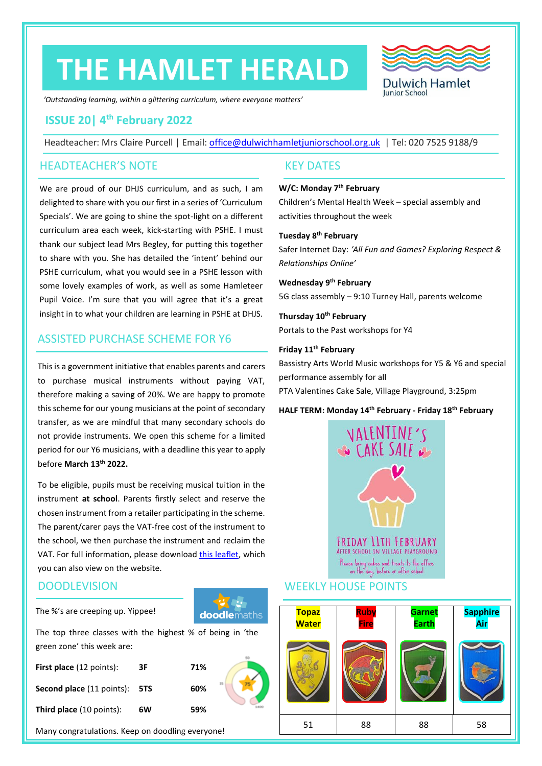# THE HAMLET HERALD

Dulwich Hamlet Junior School

*'Outstanding learning, within a glittering curriculum, where everyone matters'*

## ISSUE 20| 4th February 2022

Headteacher: Mrs Claire Purcell | Email: office@dulwichhamletjuniorschool.org.uk | Tel: 020 7525 9188/9

## HEADTEACHER'S NOTE

We are proud of our DHJS curriculum, and as such, I am delighted to share with you our first in a series of 'Curriculum Specials'. We are going to shine the spot-light on a different curriculum area each week, kick-starting with PSHE. I must thank our subject lead Mrs Begley, for putting this together to share with you. She has detailed the 'intent' behind our PSHE curriculum, what you would see in a PSHE lesson with some lovely examples of work, as well as some Hamleteer Pupil Voice. I'm sure that you will agree that it's a great insight in to what your children are learning in PSHE at DHJS.

## ASSISTED PURCHASE SCHEME FOR Y6

This is a government initiative that enables parents and carers to purchase musical instruments without paying VAT, therefore making a saving of 20%. We are happy to promote this scheme for our young musicians at the point of secondary transfer, as we are mindful that many secondary schools do not provide instruments. We open this scheme for a limited period for our Y6 musicians, with a deadline this year to apply before **March 13th 2022.**

To be eligible, pupils must be receiving musical tuition in the instrument **at school**. Parents firstly select and reserve the chosen instrument from a retailer participating in the scheme. The parent/carer pays the VAT-free cost of the instrument to the school, we then purchase the instrument and reclaim the VAT. For full information, please download this leaflet, which you can also view on the website.

## DOODLEVISION

The %'s are creeping up. Yippee!

The top three classes with the highest % of being in 'the green zone' this week are:

| | | |
|---|---|---|
| **First place** (12 points): | 3F | 71% |
| **Second place** (11 points): | 5TS | 60% |
| **Third place** (10 points): | 6W | 59% |

Many congratulations. Keep on doodling everyone!

## KEY DATES

**W/C: Monday 7th February**
Children's Mental Health Week – special assembly and activities throughout the week

**Tuesday 8th February**
Safer Internet Day: *'All Fun and Games? Exploring Respect & Relationships Online'*

**Wednesday 9th February**
5G class assembly – 9:10 Turney Hall, parents welcome

**Thursday 10th February**
Portals to the Past workshops for Y4

**Friday 11th February**
Bassistry Arts World Music workshops for Y5 & Y6 and special performance assembly for all
PTA Valentines Cake Sale, Village Playground, 3:25pm

**HALF TERM: Monday 14th February - Friday 18th February**

VALENTINE'S CAKE SALE

FRIDAY 11TH FEBRUARY
AFTER SCHOOL IN VILLAGE PLAYGROUND
Please bring cakes and treats to the office on the day, before or after school

## WEEKLY HOUSE POINTS

| Topaz Water | Ruby Fire | Garnet Earth | Sapphire Air |
|---|---|---|---|
| 51 | 88 | 88 | 58 |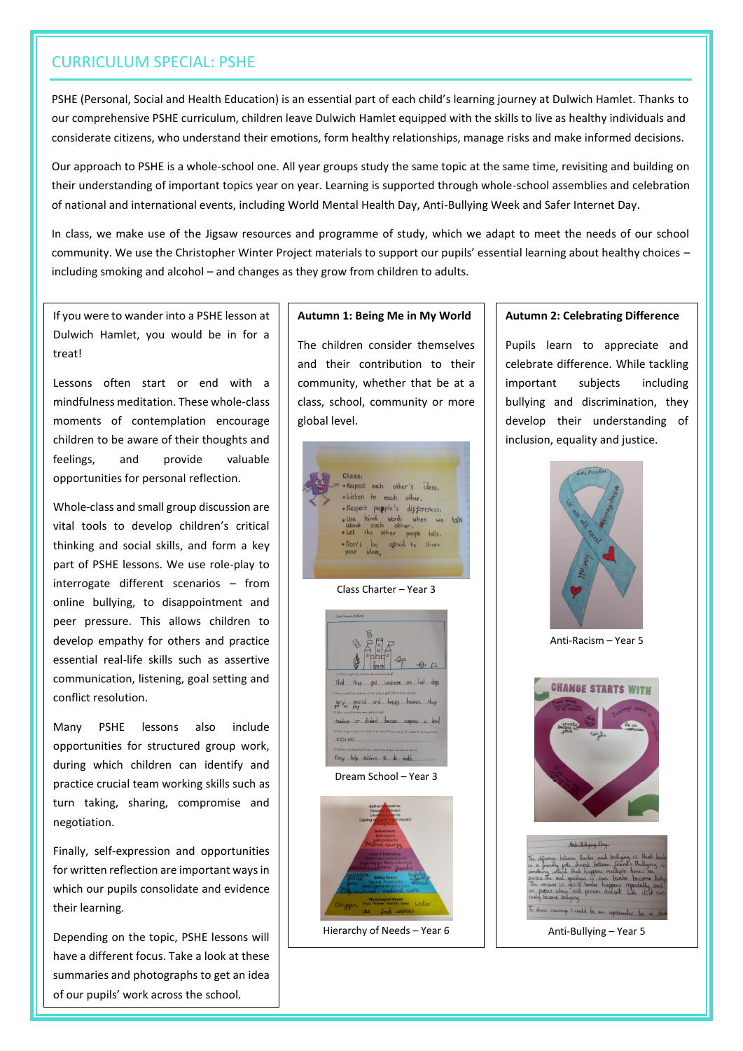## CURRICULUM SPECIAL: PSHE

PSHE (Personal, Social and Health Education) is an essential part of each child's learning journey at Dulwich Hamlet. Thanks to our comprehensive PSHE curriculum, children leave Dulwich Hamlet equipped with the skills to live as healthy individuals and considerate citizens, who understand their emotions, form healthy relationships, manage risks and make informed decisions.

Our approach to PSHE is a whole-school one. All year groups study the same topic at the same time, revisiting and building on their understanding of important topics year on year. Learning is supported through whole-school assemblies and celebration of national and international events, including World Mental Health Day, Anti-Bullying Week and Safer Internet Day.

In class, we make use of the Jigsaw resources and programme of study, which we adapt to meet the needs of our school community. We use the Christopher Winter Project materials to support our pupils' essential learning about healthy choices – including smoking and alcohol – and changes as they grow from children to adults.

If you were to wander into a PSHE lesson at Dulwich Hamlet, you would be in for a treat!

Lessons often start or end with a mindfulness meditation. These whole-class moments of contemplation encourage children to be aware of their thoughts and feelings, and provide valuable opportunities for personal reflection.

Whole-class and small group discussion are vital tools to develop children's critical thinking and social skills, and form a key part of PSHE lessons. We use role-play to interrogate different scenarios – from online bullying, to disappointment and peer pressure. This allows children to develop empathy for others and practice essential real-life skills such as assertive communication, listening, goal setting and conflict resolution.

Many PSHE lessons also include opportunities for structured group work, during which children can identify and practice crucial team working skills such as turn taking, sharing, compromise and negotiation.

Finally, self-expression and opportunities for written reflection are important ways in which our pupils consolidate and evidence their learning.

Depending on the topic, PSHE lessons will have a different focus. Take a look at these summaries and photographs to get an idea of our pupils' work across the school.

**Autumn 1: Being Me in My World**

The children consider themselves and their contribution to their community, whether that be at a class, school, community or more global level.

Class Charter – Year 3

Dream School – Year 3

Hierarchy of Needs – Year 6

**Autumn 2: Celebrating Difference**

Pupils learn to appreciate and celebrate difference. While tackling important subjects including bullying and discrimination, they develop their understanding of inclusion, equality and justice.

Anti-Racism – Year 5

Anti-Bullying – Year 5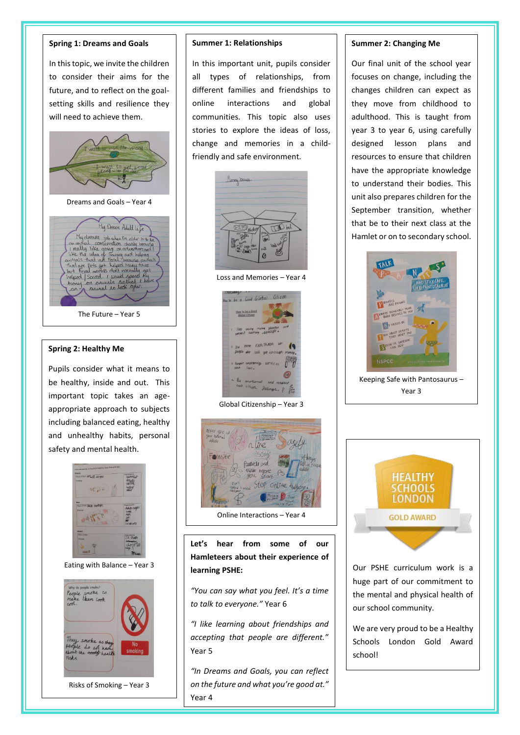## Spring 1: Dreams and Goals

In this topic, we invite the children to consider their aims for the future, and to reflect on the goal-setting skills and resilience they will need to achieve them.

Dreams and Goals – Year 4

The Future – Year 5

## Spring 2: Healthy Me

Pupils consider what it means to be healthy, inside and out. This important topic takes an age-appropriate approach to subjects including balanced eating, healthy and unhealthy habits, personal safety and mental health.

Eating with Balance – Year 3

Risks of Smoking – Year 3

## Summer 1: Relationships

In this important unit, pupils consider all types of relationships, from different families and friendships to online interactions and global communities. This topic also uses stories to explore the ideas of loss, change and memories in a child-friendly and safe environment.

Loss and Memories – Year 4

Global Citizenship – Year 3

Online Interactions – Year 4

**Let's hear from some of our Hamleteers about their experience of learning PSHE:**

*"You can say what you feel. It's a time to talk to everyone."* Year 6

*"I like learning about friendships and accepting that people are different."* Year 5

*"In Dreams and Goals, you can reflect on the future and what you're good at."* Year 4

## Summer 2: Changing Me

Our final unit of the school year focuses on change, including the changes children can expect as they move from childhood to adulthood. This is taught from year 3 to year 6, using carefully designed lesson plans and resources to ensure that children have the appropriate knowledge to understand their bodies. This unit also prepares children for the September transition, whether that be to their next class at the Hamlet or on to secondary school.

Keeping Safe with Pantosaurus – Year 3

Our PSHE curriculum work is a huge part of our commitment to the mental and physical health of our school community.

We are very proud to be a Healthy Schools London Gold Award school!